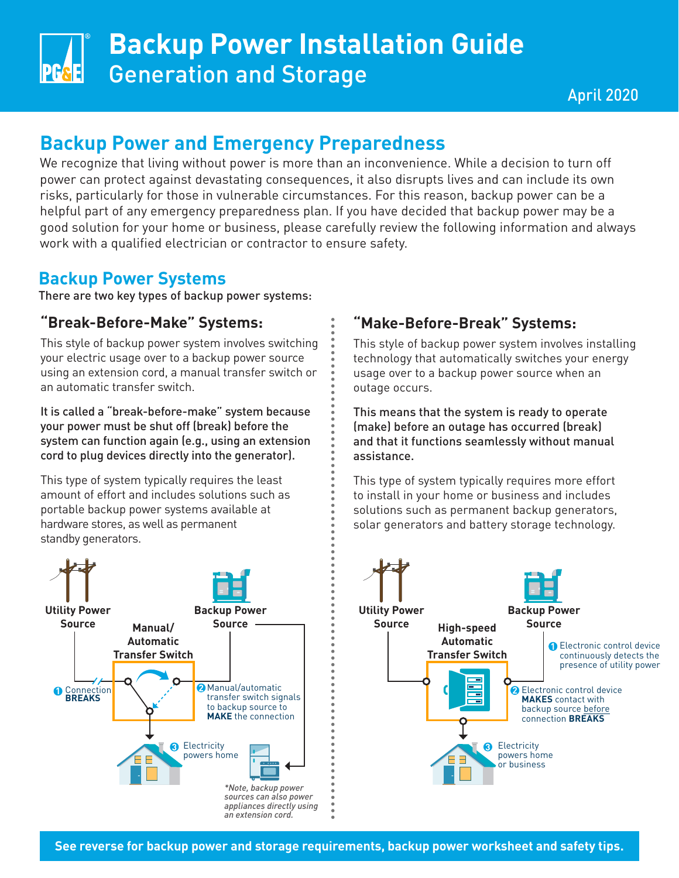# Backup Power Installation Guide
## Generation and Storage

April 2020

## Backup Power and Emergency Preparedness

We recognize that living without power is more than an inconvenience. While a decision to turn off power can protect against devastating consequences, it also disrupts lives and can include its own risks, particularly for those in vulnerable circumstances. For this reason, backup power can be a helpful part of any emergency preparedness plan. If you have decided that backup power may be a good solution for your home or business, please carefully review the following information and always work with a qualified electrician or contractor to ensure safety.

## Backup Power Systems

There are two key types of backup power systems:

### "Break-Before-Make" Systems:

This style of backup power system involves switching your electric usage over to a backup power source using an extension cord, a manual transfer switch or an automatic transfer switch.

**It is called a "break-before-make" system because your power must be shut off (break) before the system can function again (e.g., using an extension cord to plug devices directly into the generator).**

This type of system typically requires the least amount of effort and includes solutions such as portable backup power systems available at hardware stores, as well as permanent standby generators.

Utility Power Source

Manual/ Automatic Transfer Switch

Backup Power Source

1. Connection **BREAKS**
2. Manual/automatic transfer switch signals to backup source to **MAKE** the connection
3. Electricity powers home

*\*Note, backup power sources can also power appliances directly using an extension cord.*

### "Make-Before-Break" Systems:

This style of backup power system involves installing technology that automatically switches your energy usage over to a backup power source when an outage occurs.

**This means that the system is ready to operate (make) before an outage has occurred (break) and that it functions seamlessly without manual assistance.**

This type of system typically requires more effort to install in your home or business and includes solutions such as permanent backup generators, solar generators and battery storage technology.

Utility Power Source

High-speed Automatic Transfer Switch

Backup Power Source

1. Electronic control device continuously detects the presence of utility power
2. Electronic control device **MAKES** contact with backup source before connection **BREAKS**
3. Electricity powers home or business

**See reverse for backup power and storage requirements, backup power worksheet and safety tips.**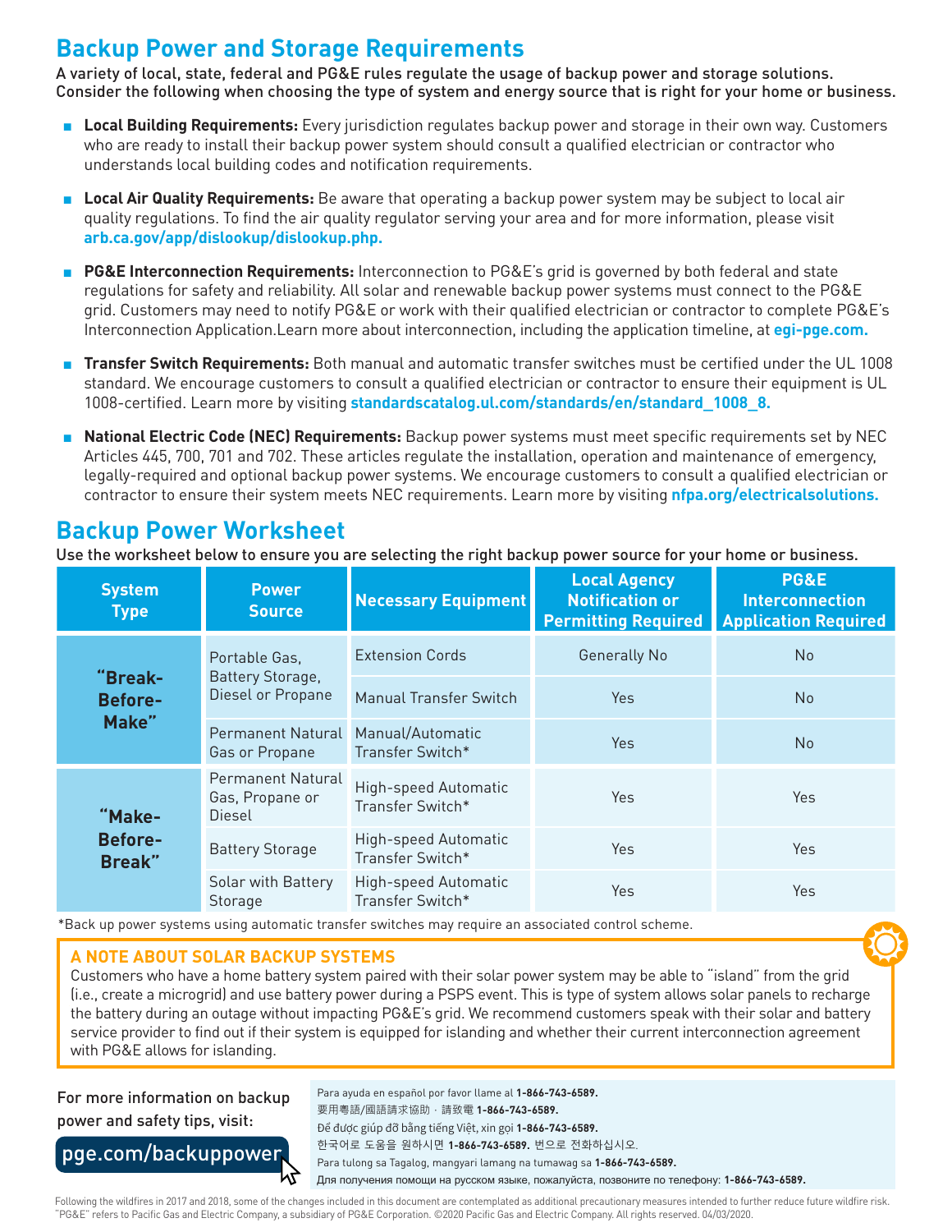## Backup Power and Storage Requirements

A variety of local, state, federal and PG&E rules regulate the usage of backup power and storage solutions. Consider the following when choosing the type of system and energy source that is right for your home or business.

- **Local Building Requirements:** Every jurisdiction regulates backup power and storage in their own way. Customers who are ready to install their backup power system should consult a qualified electrician or contractor who understands local building codes and notification requirements.
- **Local Air Quality Requirements:** Be aware that operating a backup power system may be subject to local air quality regulations. To find the air quality regulator serving your area and for more information, please visit **arb.ca.gov/app/dislookup/dislookup.php.**
- **PG&E Interconnection Requirements:** Interconnection to PG&E's grid is governed by both federal and state regulations for safety and reliability. All solar and renewable backup power systems must connect to the PG&E grid. Customers may need to notify PG&E or work with their qualified electrician or contractor to complete PG&E's Interconnection Application.Learn more about interconnection, including the application timeline, at **egi-pge.com.**
- **Transfer Switch Requirements:** Both manual and automatic transfer switches must be certified under the UL 1008 standard. We encourage customers to consult a qualified electrician or contractor to ensure their equipment is UL 1008-certified. Learn more by visiting **standardscatalog.ul.com/standards/en/standard_1008_8.**
- **National Electric Code (NEC) Requirements:** Backup power systems must meet specific requirements set by NEC Articles 445, 700, 701 and 702. These articles regulate the installation, operation and maintenance of emergency, legally-required and optional backup power systems. We encourage customers to consult a qualified electrician or contractor to ensure their system meets NEC requirements. Learn more by visiting **nfpa.org/electricalsolutions.**

## Backup Power Worksheet

Use the worksheet below to ensure you are selecting the right backup power source for your home or business.

| System Type | Power Source | Necessary Equipment | Local Agency Notification or Permitting Required | PG&E Interconnection Application Required |
|---|---|---|---|---|
| "Break-Before-Make" | Portable Gas, Battery Storage, Diesel or Propane | Extension Cords | Generally No | No |
| | | Manual Transfer Switch | Yes | No |
| | Permanent Natural Gas or Propane | Manual/Automatic Transfer Switch* | Yes | No |
| "Make-Before-Break" | Permanent Natural Gas, Propane or Diesel | High-speed Automatic Transfer Switch* | Yes | Yes |
| | Battery Storage | High-speed Automatic Transfer Switch* | Yes | Yes |
| | Solar with Battery Storage | High-speed Automatic Transfer Switch* | Yes | Yes |

*Back up power systems using automatic transfer switches may require an associated control scheme.

### A NOTE ABOUT SOLAR BACKUP SYSTEMS

Customers who have a home battery system paired with their solar power system may be able to "island" from the grid (i.e., create a microgrid) and use battery power during a PSPS event. This is type of system allows solar panels to recharge the battery during an outage without impacting PG&E's grid. We recommend customers speak with their solar and battery service provider to find out if their system is equipped for islanding and whether their current interconnection agreement with PG&E allows for islanding.

For more information on backup power and safety tips, visit:

pge.com/backuppower

Para ayuda en español por favor llame al **1-866-743-6589.**
要用粵語/國語請求協助，請致電 **1-866-743-6589.**
Để được giúp đỡ bằng tiếng Việt, xin gọi **1-866-743-6589.**
한국어로 도움을 원하시면 **1-866-743-6589.** 번으로 전화하십시오.
Para tulong sa Tagalog, mangyari lamang na tumawag sa **1-866-743-6589.**
Для получения помощи на русском языке, пожалуйста, позвоните по телефону: **1-866-743-6589.**

Following the wildfires in 2017 and 2018, some of the changes included in this document are contemplated as additional precautionary measures intended to further reduce future wildfire risk. "PG&E" refers to Pacific Gas and Electric Company, a subsidiary of PG&E Corporation. ©2020 Pacific Gas and Electric Company. All rights reserved. 04/03/2020.